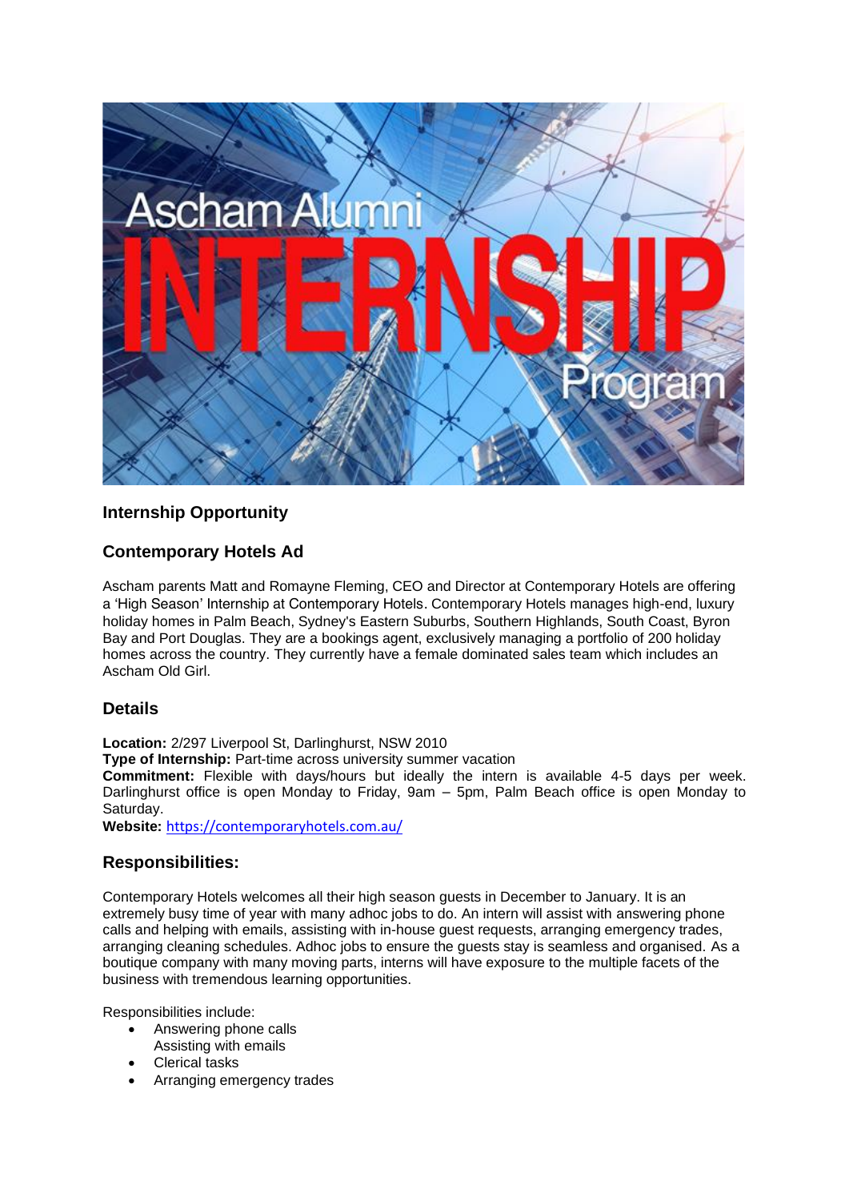## Internship Opportunity

## Contemporary Hotels Ad

Ascham parents Matt and Romayne Fleming, CEO and Director at Contemporary Hotels are offering a 'High Season' Internship at Contemporary Hotels. Contemporary Hotels manages high-end, luxury holiday homes in Palm Beach, Sydney's Eastern Suburbs, Southern Highlands, South Coast, Byron Bay and Port Douglas. They are a bookings agent, exclusively managing a portfolio of 200 holiday homes across the country. They currently have a female dominated sales team which includes an Ascham Old Girl.

## Details

**Location:** 2/297 Liverpool St, Darlinghurst, NSW 2010
**Type of Internship:** Part-time across university summer vacation
**Commitment:** Flexible with days/hours but ideally the intern is available 4-5 days per week. Darlinghurst office is open Monday to Friday, 9am – 5pm, Palm Beach office is open Monday to Saturday.
**Website:** https://contemporaryhotels.com.au/

## Responsibilities:

Contemporary Hotels welcomes all their high season guests in December to January. It is an extremely busy time of year with many adhoc jobs to do. An intern will assist with answering phone calls and helping with emails, assisting with in-house guest requests, arranging emergency trades, arranging cleaning schedules. Adhoc jobs to ensure the guests stay is seamless and organised. As a boutique company with many moving parts, interns will have exposure to the multiple facets of the business with tremendous learning opportunities.

Responsibilities include:

- Answering phone calls
  Assisting with emails
- Clerical tasks
- Arranging emergency trades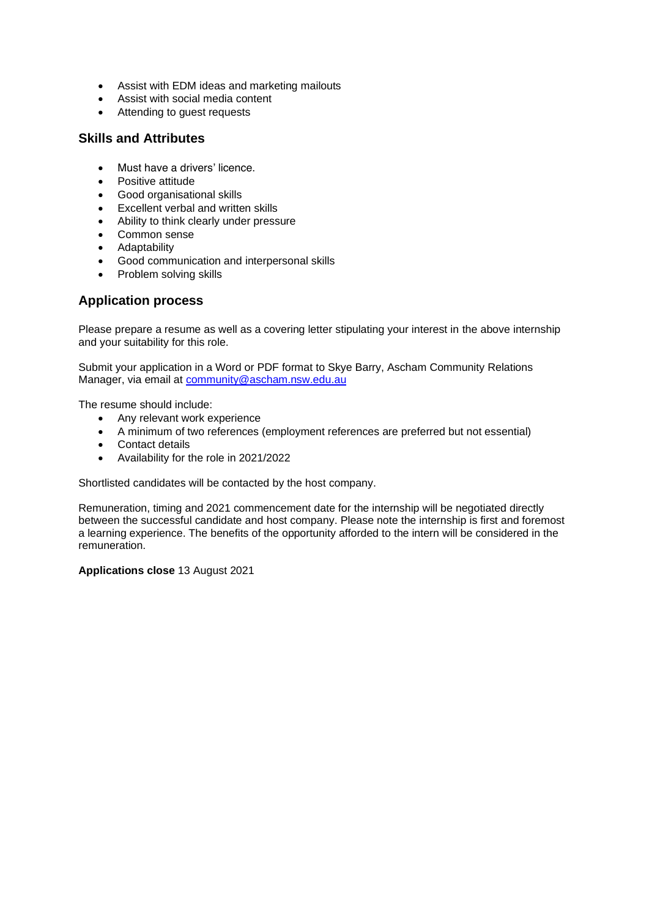- Assist with EDM ideas and marketing mailouts
- Assist with social media content
- Attending to guest requests

## Skills and Attributes

- Must have a drivers' licence.
- Positive attitude
- Good organisational skills
- Excellent verbal and written skills
- Ability to think clearly under pressure
- Common sense
- Adaptability
- Good communication and interpersonal skills
- Problem solving skills

## Application process

Please prepare a resume as well as a covering letter stipulating your interest in the above internship and your suitability for this role.

Submit your application in a Word or PDF format to Skye Barry, Ascham Community Relations Manager, via email at community@ascham.nsw.edu.au

The resume should include:

- Any relevant work experience
- A minimum of two references (employment references are preferred but not essential)
- Contact details
- Availability for the role in 2021/2022

Shortlisted candidates will be contacted by the host company.

Remuneration, timing and 2021 commencement date for the internship will be negotiated directly between the successful candidate and host company. Please note the internship is first and foremost a learning experience. The benefits of the opportunity afforded to the intern will be considered in the remuneration.

**Applications close** 13 August 2021